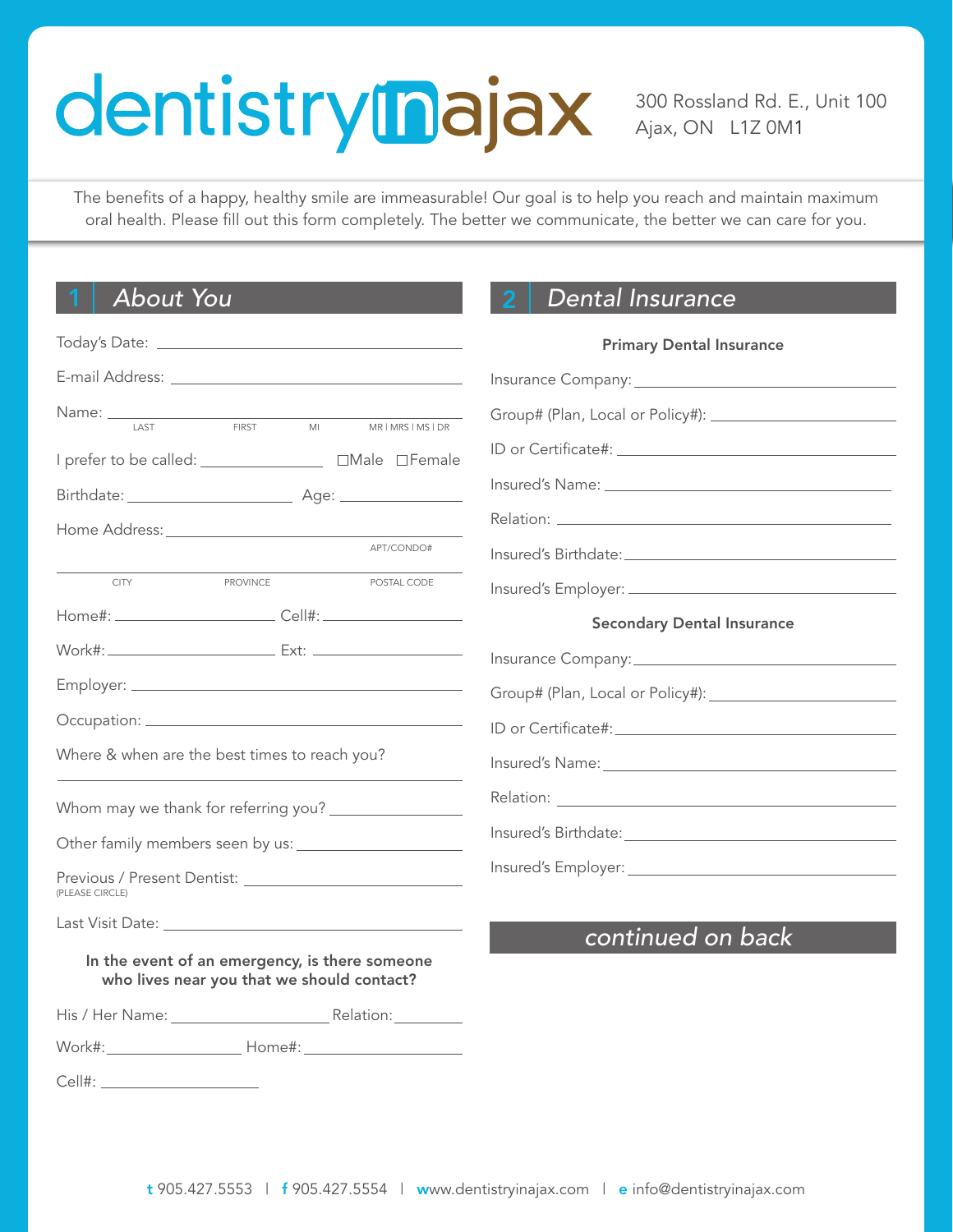# dentistryinajax

300 Rossland Rd. E., Unit 100
Ajax, ON L1Z 0M1

The benefits of a happy, healthy smile are immeasurable! Our goal is to help you reach and maintain maximum oral health. Please fill out this form completely. The better we communicate, the better we can care for you.

## 1 About You

Today's Date: ______________________

E-mail Address: ______________________

Name: ______________________
LAST FIRST MI MR | MRS | MS | DR

I prefer to be called: ____________ ☐Male ☐Female

Birthdate: ____________ Age: ____________

Home Address: ______________________
APT/CONDO#

______________________
CITY PROVINCE POSTAL CODE

Home#: ____________ Cell#: ____________

Work#: ____________ Ext: ____________

Employer: ______________________

Occupation: ______________________

Where & when are the best times to reach you?

______________________

Whom may we thank for referring you? ____________

Other family members seen by us: ____________

Previous / Present Dentist: ____________
(PLEASE CIRCLE)

Last Visit Date: ______________________

**In the event of an emergency, is there someone who lives near you that we should contact?**

His / Her Name: ____________ Relation: ________

Work#: ____________ Home#: ____________

Cell#: ____________

## 2 Dental Insurance

**Primary Dental Insurance**

Insurance Company: ______________________

Group# (Plan, Local or Policy#): ____________

ID or Certificate#: ______________________

Insured's Name: ______________________

Relation: ______________________

Insured's Birthdate: ______________________

Insured's Employer: ______________________

**Secondary Dental Insurance**

Insurance Company: ______________________

Group# (Plan, Local or Policy#): ____________

ID or Certificate#: ______________________

Insured's Name: ______________________

Relation: ______________________

Insured's Birthdate: ______________________

Insured's Employer: ______________________

*continued on back*

t 905.427.5553 | f 905.427.5554 | www.dentistryinajax.com | e info@dentistryinajax.com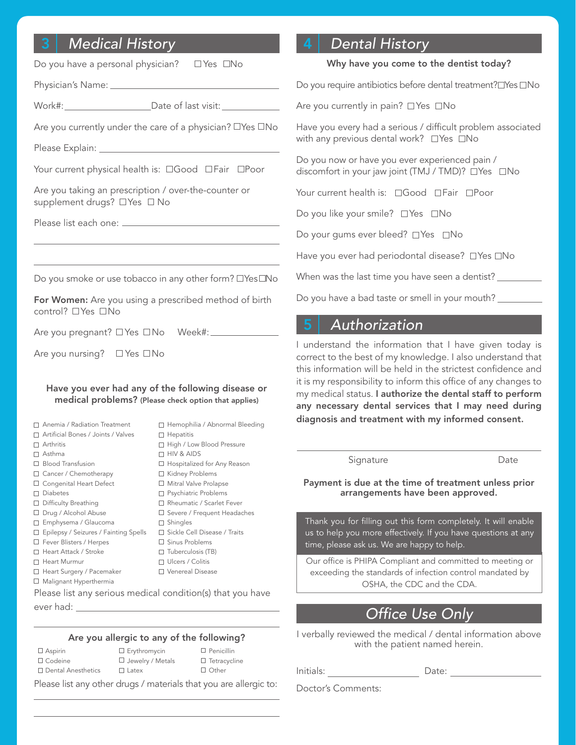## 3 Medical History

Do you have a personal physician? ☐Yes ☐No

Physician's Name: ______________________________

Work#: ________________ Date of last visit: ____________

Are you currently under the care of a physician? ☐Yes ☐No

Please Explain: ______________________________

Your current physical health is: ☐Good ☐Fair ☐Poor

Are you taking an prescription / over-the-counter or supplement drugs? ☐Yes ☐ No

Please list each one: ______________________________

______________________________

______________________________

Do you smoke or use tobacco in any other form? ☐Yes☐No

**For Women:** Are you using a prescribed method of birth control? ☐Yes ☐No

Are you pregnant? ☐Yes ☐No Week#: ____________

Are you nursing? ☐Yes ☐No

### Have you ever had any of the following disease or medical problems? (Please check option that applies)

- ☐ Anemia / Radiation Treatment
- ☐ Artificial Bones / Joints / Valves
- ☐ Arthritis
- ☐ Asthma
- ☐ Blood Transfusion
- ☐ Cancer / Chemotherapy
- ☐ Congenital Heart Defect
- ☐ Diabetes
- ☐ Difficulty Breathing
- ☐ Drug / Alcohol Abuse
- ☐ Emphysema / Glaucoma
- ☐ Epilepsy / Seizures / Fainting Spells
- ☐ Fever Blisters / Herpes
- ☐ Heart Attack / Stroke
- ☐ Heart Murmur
- ☐ Heart Surgery / Pacemaker
- ☐ Malignant Hyperthermia
- ☐ Hemophilia / Abnormal Bleeding
- ☐ Hepatitis
- ☐ High / Low Blood Pressure
- ☐ HIV & AIDS
- ☐ Hospitalized for Any Reason
- ☐ Kidney Problems
- ☐ Mitral Valve Prolapse
- ☐ Psychiatric Problems
- ☐ Rheumatic / Scarlet Fever
- ☐ Severe / Frequent Headaches
- ☐ Shingles
- ☐ Sickle Cell Disease / Traits
- ☐ Sinus Problems
- ☐ Tuberculosis (TB)
- ☐ Ulcers / Colitis
- ☐ Venereal Disease

Please list any serious medical condition(s) that you have ever had: ______________________________

______________________________

### Are you allergic to any of the following?

- ☐ Aspirin
- ☐ Codeine
- ☐ Dental Anesthetics
- ☐ Erythromycin
- ☐ Jewelry / Metals
- ☐ Latex
- ☐ Penicillin
- ☐ Tetracycline
- ☐ Other

Please list any other drugs / materials that you are allergic to:

______________________________

______________________________

## 4 Dental History

**Why have you come to the dentist today?**

Do you require antibiotics before dental treatment?☐Yes ☐No

Are you currently in pain? ☐Yes ☐No

Have you every had a serious / difficult problem associated with any previous dental work? ☐Yes ☐No

Do you now or have you ever experienced pain / discomfort in your jaw joint (TMJ / TMD)? ☐Yes ☐No

Your current health is: ☐Good ☐Fair ☐Poor

Do you like your smile? ☐Yes ☐No

Do your gums ever bleed? ☐Yes ☐No

Have you ever had periodontal disease? ☐Yes ☐No

When was the last time you have seen a dentist? __________

Do you have a bad taste or smell in your mouth? __________

## 5 Authorization

I understand the information that I have given today is correct to the best of my knowledge. I also understand that this information will be held in the strictest confidence and it is my responsibility to inform this office of any changes to my medical status. **I authorize the dental staff to perform any necessary dental services that I may need during diagnosis and treatment with my informed consent.**

______________________________

Signature Date

**Payment is due at the time of treatment unless prior arrangements have been approved.**

Thank you for filling out this form completely. It will enable us to help you more effectively. If you have questions at any time, please ask us. We are happy to help.

Our office is PHIPA Compliant and committed to meeting or exceeding the standards of infection control mandated by OSHA, the CDC and the CDA.

## *Office Use Only*

I verbally reviewed the medical / dental information above with the patient named herein.

Initials: ________________ Date: ________________

Doctor's Comments: